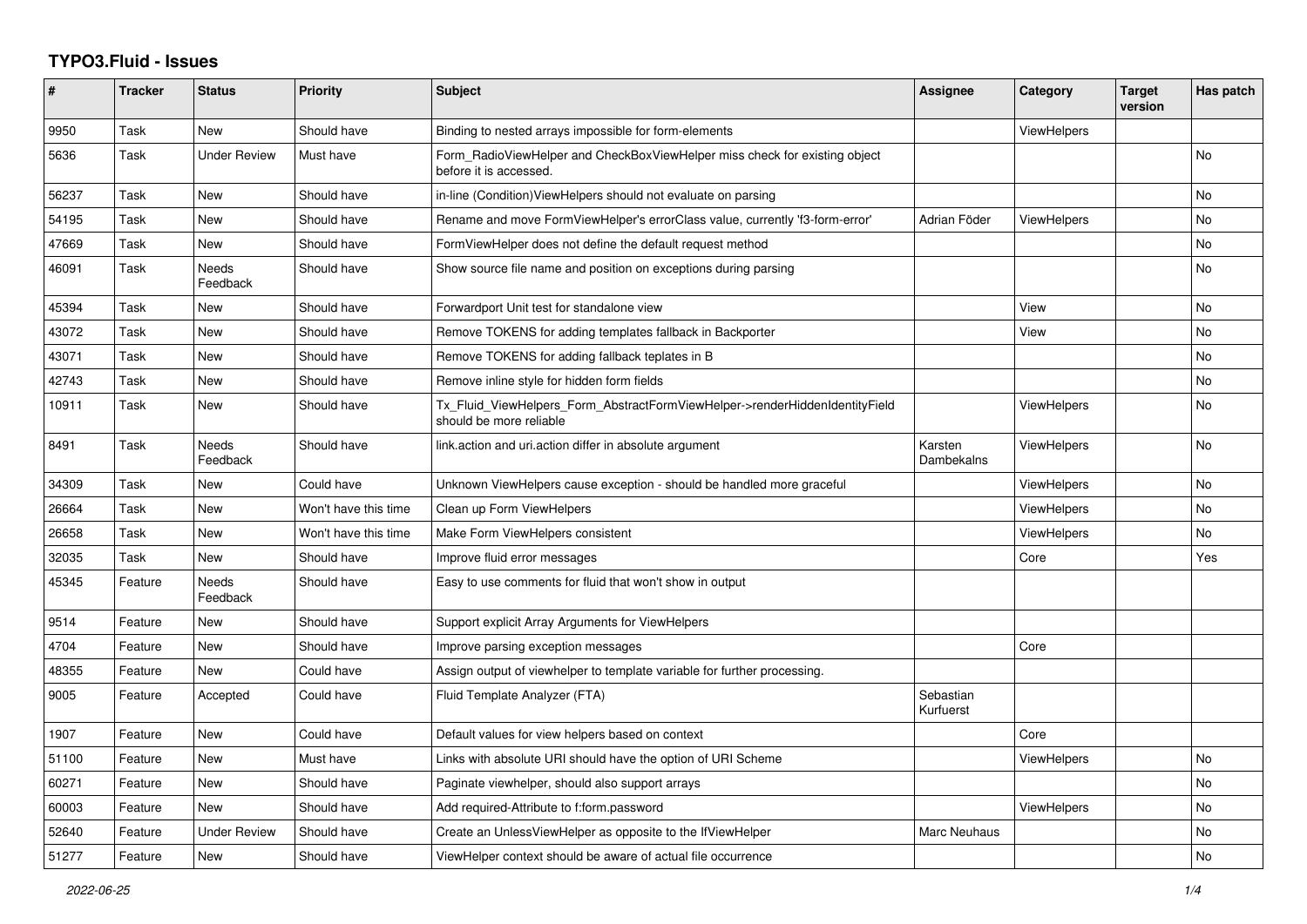# TYPO3.Fluid - Issues

| # | Tracker | Status | Priority | Subject | Assignee | Category | Target version | Has patch |
|---|---|---|---|---|---|---|---|---|
| 9950 | Task | New | Should have | Binding to nested arrays impossible for form-elements | | ViewHelpers | | |
| 5636 | Task | Under Review | Must have | Form_RadioViewHelper and CheckBoxViewHelper miss check for existing object before it is accessed. | | | | No |
| 56237 | Task | New | Should have | in-line (Condition)ViewHelpers should not evaluate on parsing | | | | No |
| 54195 | Task | New | Should have | Rename and move FormViewHelper's errorClass value, currently 'f3-form-error' | Adrian Föder | ViewHelpers | | No |
| 47669 | Task | New | Should have | FormViewHelper does not define the default request method | | | | No |
| 46091 | Task | Needs Feedback | Should have | Show source file name and position on exceptions during parsing | | | | No |
| 45394 | Task | New | Should have | Forwardport Unit test for standalone view | | View | | No |
| 43072 | Task | New | Should have | Remove TOKENS for adding templates fallback in Backporter | | View | | No |
| 43071 | Task | New | Should have | Remove TOKENS for adding fallback teplates in B | | | | No |
| 42743 | Task | New | Should have | Remove inline style for hidden form fields | | | | No |
| 10911 | Task | New | Should have | Tx_Fluid_ViewHelpers_Form_AbstractFormViewHelper->renderHiddenIdentityField should be more reliable | | ViewHelpers | | No |
| 8491 | Task | Needs Feedback | Should have | link.action and uri.action differ in absolute argument | Karsten Dambekalns | ViewHelpers | | No |
| 34309 | Task | New | Could have | Unknown ViewHelpers cause exception - should be handled more graceful | | ViewHelpers | | No |
| 26664 | Task | New | Won't have this time | Clean up Form ViewHelpers | | ViewHelpers | | No |
| 26658 | Task | New | Won't have this time | Make Form ViewHelpers consistent | | ViewHelpers | | No |
| 32035 | Task | New | Should have | Improve fluid error messages | | Core | | Yes |
| 45345 | Feature | Needs Feedback | Should have | Easy to use comments for fluid that won't show in output | | | | |
| 9514 | Feature | New | Should have | Support explicit Array Arguments for ViewHelpers | | | | |
| 4704 | Feature | New | Should have | Improve parsing exception messages | | Core | | |
| 48355 | Feature | New | Could have | Assign output of viewhelper to template variable for further processing. | | | | |
| 9005 | Feature | Accepted | Could have | Fluid Template Analyzer (FTA) | Sebastian Kurfuerst | | | |
| 1907 | Feature | New | Could have | Default values for view helpers based on context | | Core | | |
| 51100 | Feature | New | Must have | Links with absolute URI should have the option of URI Scheme | | ViewHelpers | | No |
| 60271 | Feature | New | Should have | Paginate viewhelper, should also support arrays | | | | No |
| 60003 | Feature | New | Should have | Add required-Attribute to f:form.password | | ViewHelpers | | No |
| 52640 | Feature | Under Review | Should have | Create an UnlessViewHelper as opposite to the IfViewHelper | Marc Neuhaus | | | No |
| 51277 | Feature | New | Should have | ViewHelper context should be aware of actual file occurrence | | | | No |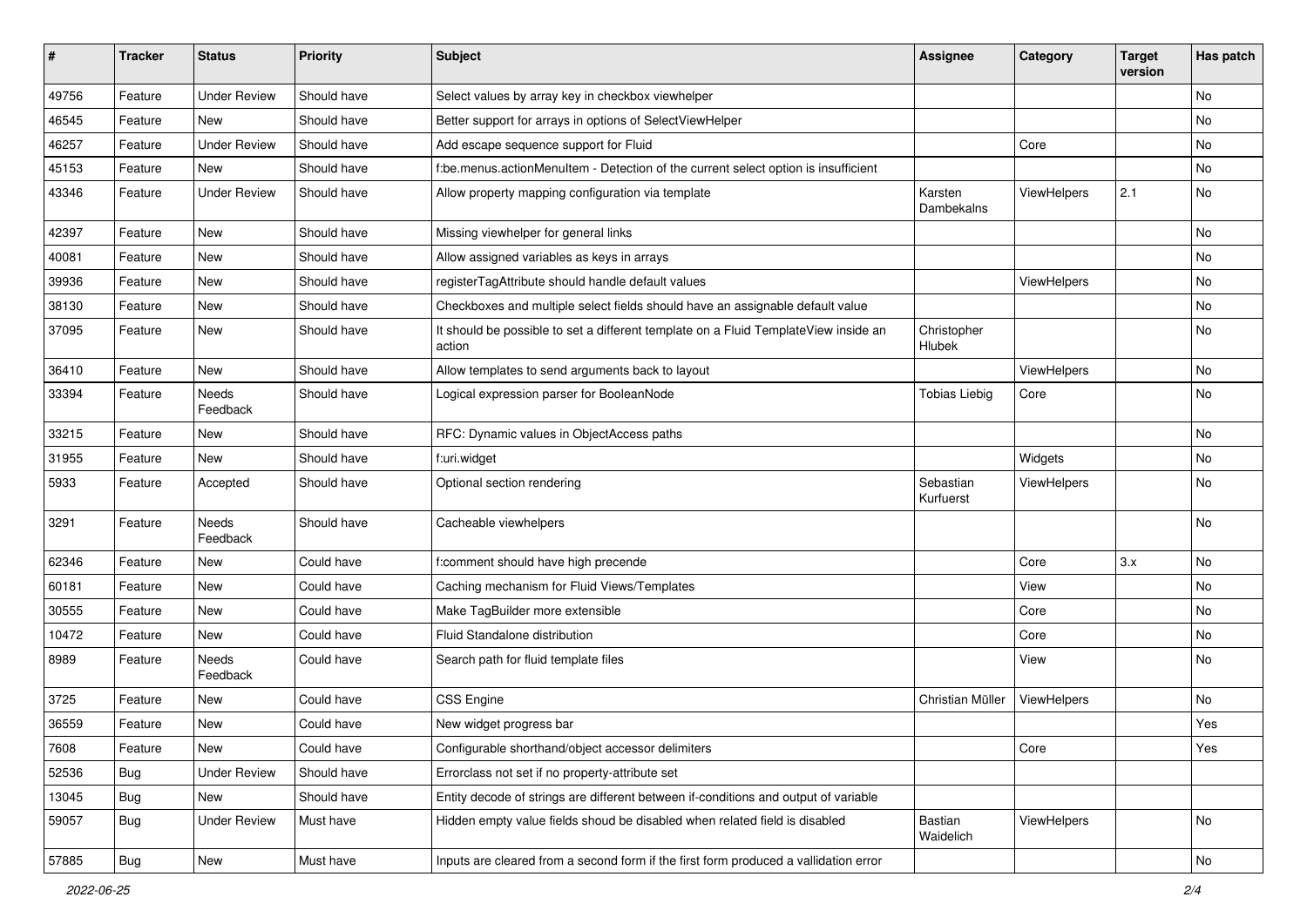| # | Tracker | Status | Priority | Subject | Assignee | Category | Target version | Has patch |
|---|---|---|---|---|---|---|---|---|
| 49756 | Feature | Under Review | Should have | Select values by array key in checkbox viewhelper | | | | No |
| 46545 | Feature | New | Should have | Better support for arrays in options of SelectViewHelper | | | | No |
| 46257 | Feature | Under Review | Should have | Add escape sequence support for Fluid | | Core | | No |
| 45153 | Feature | New | Should have | f:be.menus.actionMenuItem - Detection of the current select option is insufficient | | | | No |
| 43346 | Feature | Under Review | Should have | Allow property mapping configuration via template | Karsten Dambekalns | ViewHelpers | 2.1 | No |
| 42397 | Feature | New | Should have | Missing viewhelper for general links | | | | No |
| 40081 | Feature | New | Should have | Allow assigned variables as keys in arrays | | | | No |
| 39936 | Feature | New | Should have | registerTagAttribute should handle default values | | ViewHelpers | | No |
| 38130 | Feature | New | Should have | Checkboxes and multiple select fields should have an assignable default value | | | | No |
| 37095 | Feature | New | Should have | It should be possible to set a different template on a Fluid TemplateView inside an action | Christopher Hlubek | | | No |
| 36410 | Feature | New | Should have | Allow templates to send arguments back to layout | | ViewHelpers | | No |
| 33394 | Feature | Needs Feedback | Should have | Logical expression parser for BooleanNode | Tobias Liebig | Core | | No |
| 33215 | Feature | New | Should have | RFC: Dynamic values in ObjectAccess paths | | | | No |
| 31955 | Feature | New | Should have | f:uri.widget | | Widgets | | No |
| 5933 | Feature | Accepted | Should have | Optional section rendering | Sebastian Kurfuerst | ViewHelpers | | No |
| 3291 | Feature | Needs Feedback | Should have | Cacheable viewhelpers | | | | No |
| 62346 | Feature | New | Could have | f:comment should have high precende | | Core | 3.x | No |
| 60181 | Feature | New | Could have | Caching mechanism for Fluid Views/Templates | | View | | No |
| 30555 | Feature | New | Could have | Make TagBuilder more extensible | | Core | | No |
| 10472 | Feature | New | Could have | Fluid Standalone distribution | | Core | | No |
| 8989 | Feature | Needs Feedback | Could have | Search path for fluid template files | | View | | No |
| 3725 | Feature | New | Could have | CSS Engine | Christian Müller | ViewHelpers | | No |
| 36559 | Feature | New | Could have | New widget progress bar | | | | Yes |
| 7608 | Feature | New | Could have | Configurable shorthand/object accessor delimiters | | Core | | Yes |
| 52536 | Bug | Under Review | Should have | Errorclass not set if no property-attribute set | | | | |
| 13045 | Bug | New | Should have | Entity decode of strings are different between if-conditions and output of variable | | | | |
| 59057 | Bug | Under Review | Must have | Hidden empty value fields shoud be disabled when related field is disabled | Bastian Waidelich | ViewHelpers | | No |
| 57885 | Bug | New | Must have | Inputs are cleared from a second form if the first form produced a vallidation error | | | | No |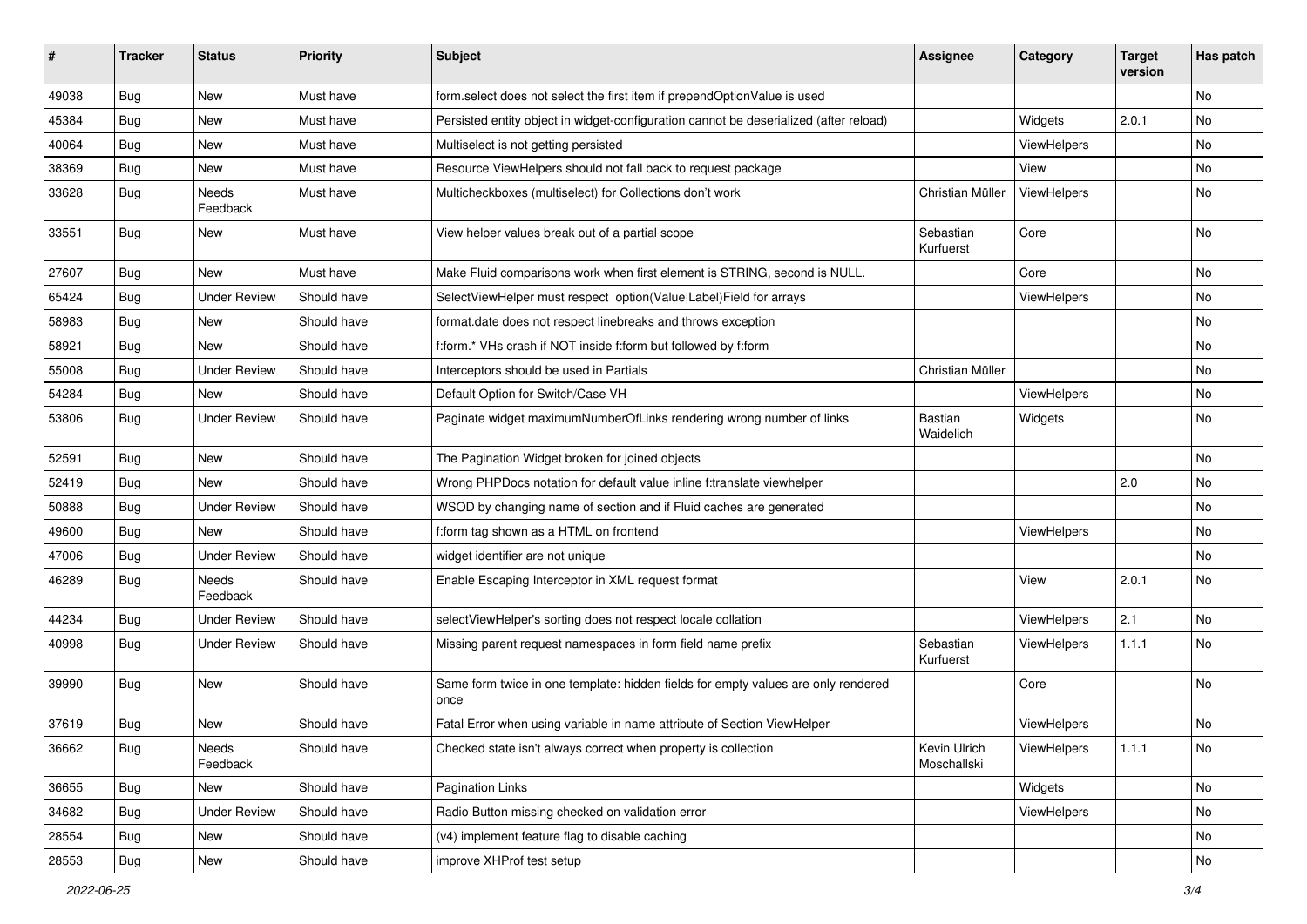| # | Tracker | Status | Priority | Subject | Assignee | Category | Target version | Has patch |
|---|---|---|---|---|---|---|---|---|
| 49038 | Bug | New | Must have | form.select does not select the first item if prependOptionValue is used | | | | No |
| 45384 | Bug | New | Must have | Persisted entity object in widget-configuration cannot be deserialized (after reload) | | Widgets | 2.0.1 | No |
| 40064 | Bug | New | Must have | Multiselect is not getting persisted | | ViewHelpers | | No |
| 38369 | Bug | New | Must have | Resource ViewHelpers should not fall back to request package | | View | | No |
| 33628 | Bug | Needs Feedback | Must have | Multicheckboxes (multiselect) for Collections don't work | Christian Müller | ViewHelpers | | No |
| 33551 | Bug | New | Must have | View helper values break out of a partial scope | Sebastian Kurfuerst | Core | | No |
| 27607 | Bug | New | Must have | Make Fluid comparisons work when first element is STRING, second is NULL. | | Core | | No |
| 65424 | Bug | Under Review | Should have | SelectViewHelper must respect option(Value\|Label)Field for arrays | | ViewHelpers | | No |
| 58983 | Bug | New | Should have | format.date does not respect linebreaks and throws exception | | | | No |
| 58921 | Bug | New | Should have | f:form.* VHs crash if NOT inside f:form but followed by f:form | | | | No |
| 55008 | Bug | Under Review | Should have | Interceptors should be used in Partials | Christian Müller | | | No |
| 54284 | Bug | New | Should have | Default Option for Switch/Case VH | | ViewHelpers | | No |
| 53806 | Bug | Under Review | Should have | Paginate widget maximumNumberOfLinks rendering wrong number of links | Bastian Waidelich | Widgets | | No |
| 52591 | Bug | New | Should have | The Pagination Widget broken for joined objects | | | | No |
| 52419 | Bug | New | Should have | Wrong PHPDocs notation for default value inline f:translate viewhelper | | | 2.0 | No |
| 50888 | Bug | Under Review | Should have | WSOD by changing name of section and if Fluid caches are generated | | | | No |
| 49600 | Bug | New | Should have | f:form tag shown as a HTML on frontend | | ViewHelpers | | No |
| 47006 | Bug | Under Review | Should have | widget identifier are not unique | | | | No |
| 46289 | Bug | Needs Feedback | Should have | Enable Escaping Interceptor in XML request format | | View | 2.0.1 | No |
| 44234 | Bug | Under Review | Should have | selectViewHelper's sorting does not respect locale collation | | ViewHelpers | 2.1 | No |
| 40998 | Bug | Under Review | Should have | Missing parent request namespaces in form field name prefix | Sebastian Kurfuerst | ViewHelpers | 1.1.1 | No |
| 39990 | Bug | New | Should have | Same form twice in one template: hidden fields for empty values are only rendered once | | Core | | No |
| 37619 | Bug | New | Should have | Fatal Error when using variable in name attribute of Section ViewHelper | | ViewHelpers | | No |
| 36662 | Bug | Needs Feedback | Should have | Checked state isn't always correct when property is collection | Kevin Ulrich Moschallski | ViewHelpers | 1.1.1 | No |
| 36655 | Bug | New | Should have | Pagination Links | | Widgets | | No |
| 34682 | Bug | Under Review | Should have | Radio Button missing checked on validation error | | ViewHelpers | | No |
| 28554 | Bug | New | Should have | (v4) implement feature flag to disable caching | | | | No |
| 28553 | Bug | New | Should have | improve XHProf test setup | | | | No |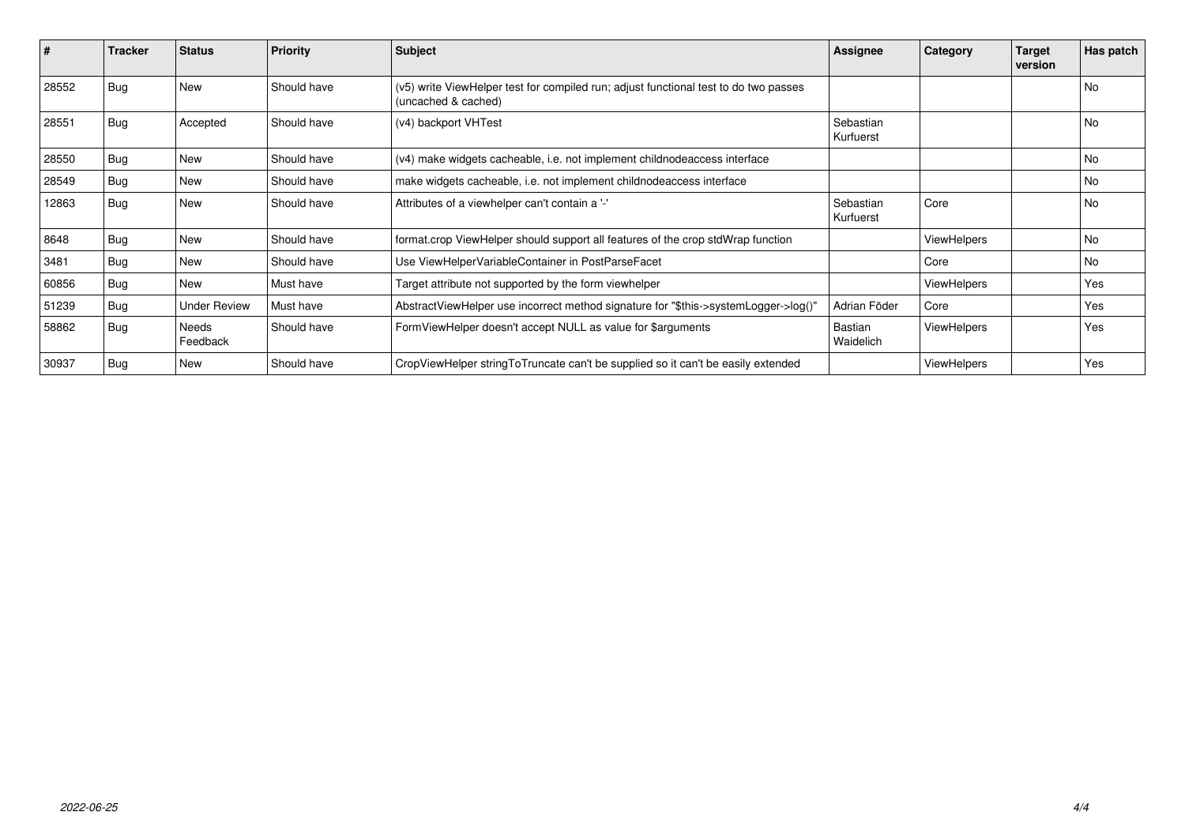| # | Tracker | Status | Priority | Subject | Assignee | Category | Target version | Has patch |
|---|---|---|---|---|---|---|---|---|
| 28552 | Bug | New | Should have | (v5) write ViewHelper test for compiled run; adjust functional test to do two passes (uncached & cached) | | | | No |
| 28551 | Bug | Accepted | Should have | (v4) backport VHTest | Sebastian Kurfuerst | | | No |
| 28550 | Bug | New | Should have | (v4) make widgets cacheable, i.e. not implement childnodeaccess interface | | | | No |
| 28549 | Bug | New | Should have | make widgets cacheable, i.e. not implement childnodeaccess interface | | | | No |
| 12863 | Bug | New | Should have | Attributes of a viewhelper can't contain a '-' | Sebastian Kurfuerst | Core | | No |
| 8648 | Bug | New | Should have | format.crop ViewHelper should support all features of the crop stdWrap function | | ViewHelpers | | No |
| 3481 | Bug | New | Should have | Use ViewHelperVariableContainer in PostParseFacet | | Core | | No |
| 60856 | Bug | New | Must have | Target attribute not supported by the form viewhelper | | ViewHelpers | | Yes |
| 51239 | Bug | Under Review | Must have | AbstractViewHelper use incorrect method signature for "$this->systemLogger->log()" | Adrian Föder | Core | | Yes |
| 58862 | Bug | Needs Feedback | Should have | FormViewHelper doesn't accept NULL as value for $arguments | Bastian Waidelich | ViewHelpers | | Yes |
| 30937 | Bug | New | Should have | CropViewHelper stringToTruncate can't be supplied so it can't be easily extended | | ViewHelpers | | Yes |